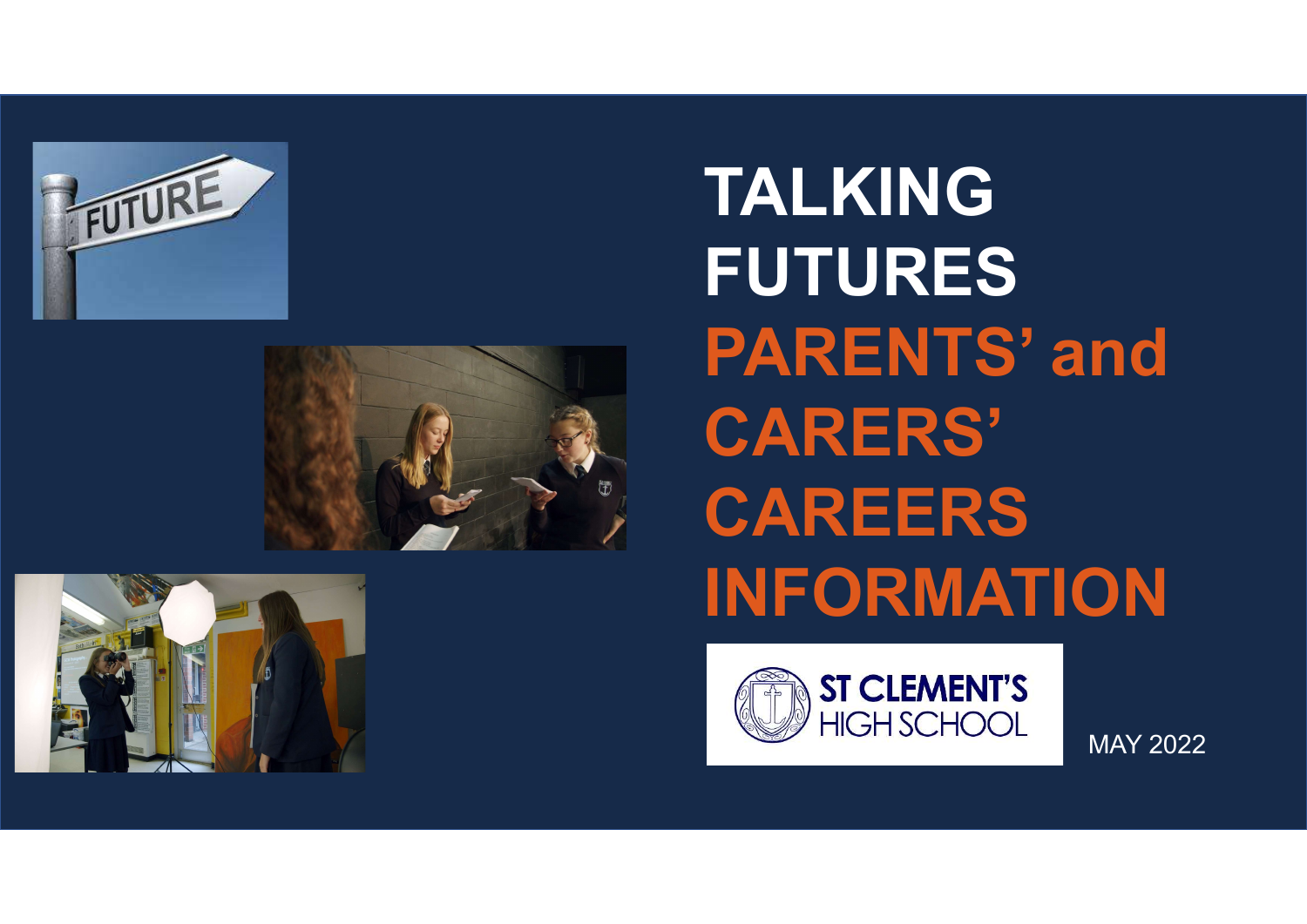# TALKING FUTURES

## PARENTS' and CARERS' CAREERS INFORMATION

ST CLEMENT'S HIGH SCHOOL

MAY 2022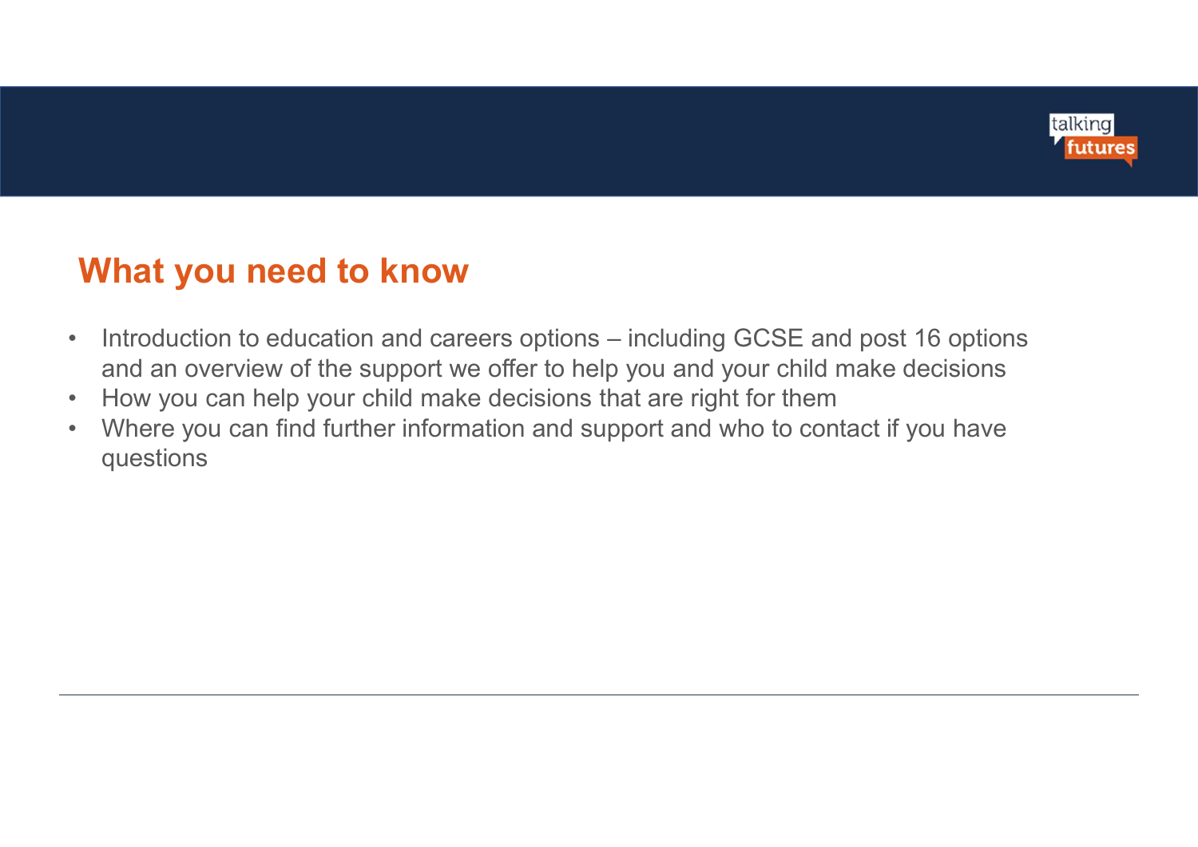## What you need to know

- Introduction to education and careers options – including GCSE and post 16 options and an overview of the support we offer to help you and your child make decisions
- How you can help your child make decisions that are right for them
- Where you can find further information and support and who to contact if you have questions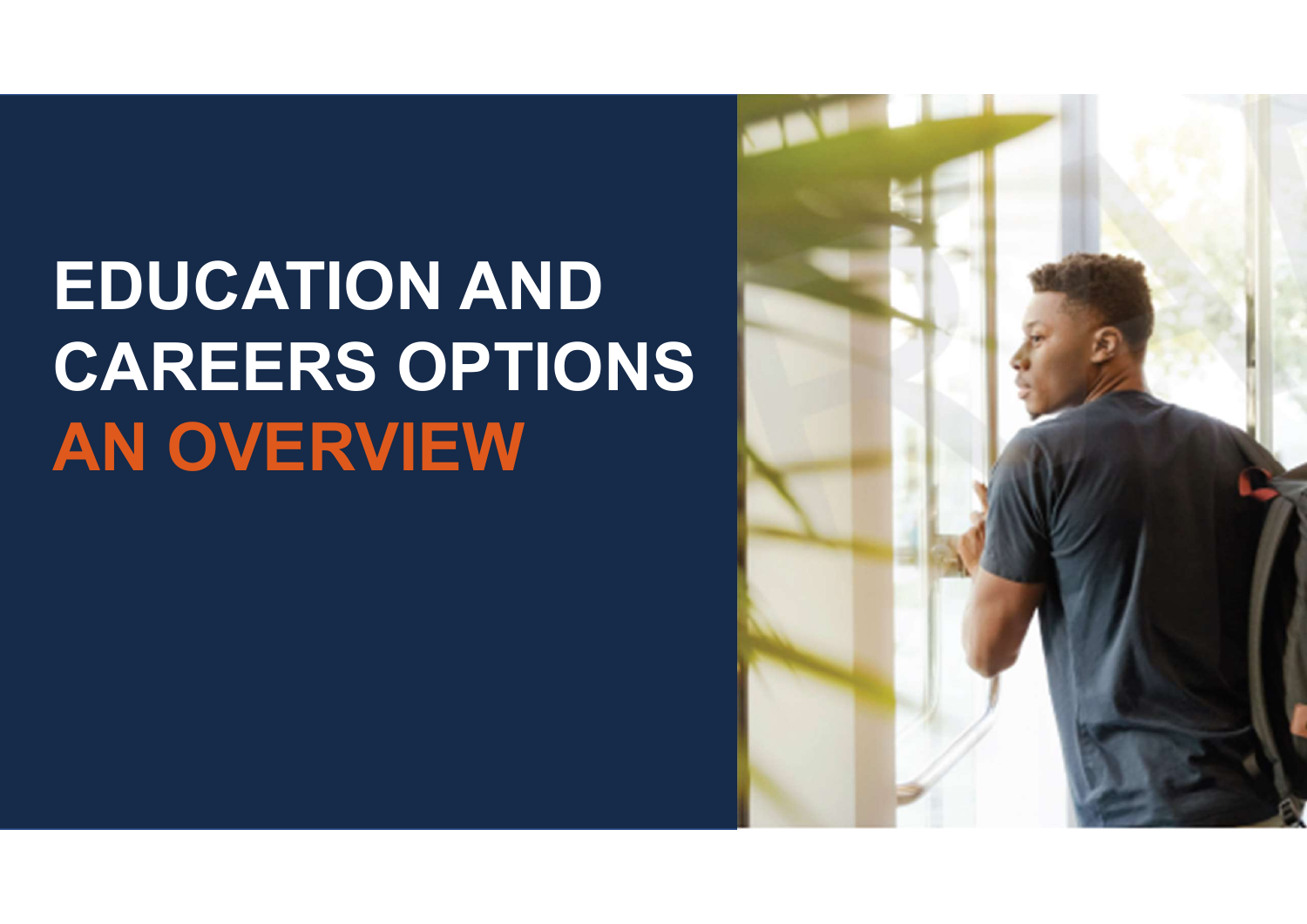# EDUCATION AND CAREERS OPTIONS AN OVERVIEW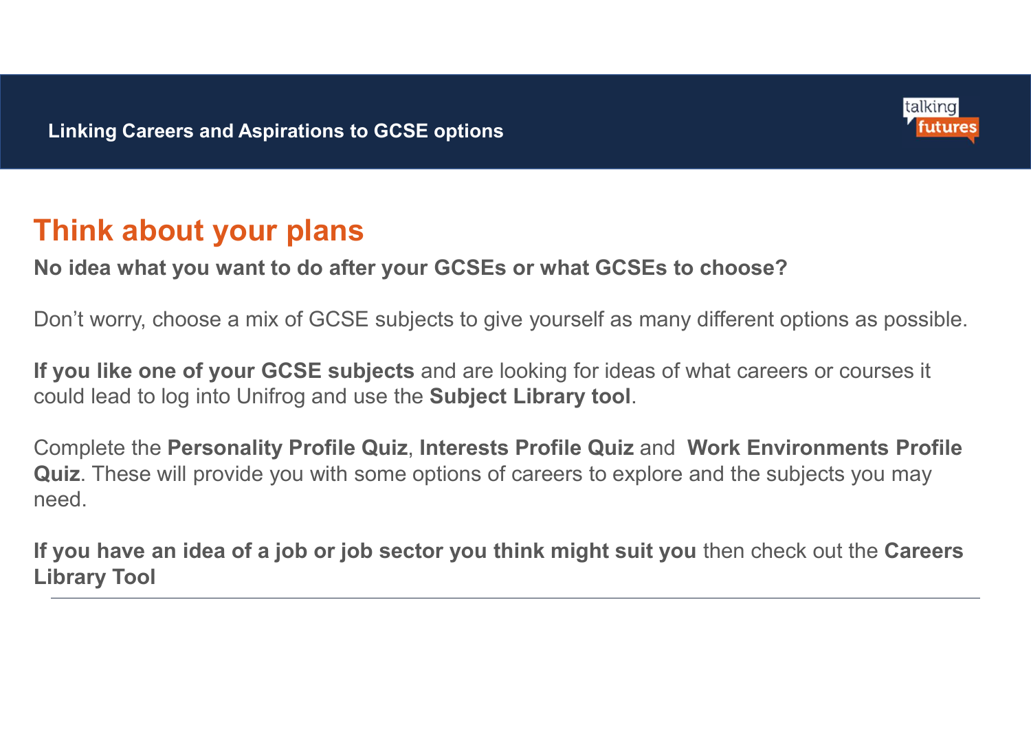Linking Careers and Aspirations to GCSE options

# Think about your plans

**No idea what you want to do after your GCSEs or what GCSEs to choose?**

Don't worry, choose a mix of GCSE subjects to give yourself as many different options as possible.

**If you like one of your GCSE subjects** and are looking for ideas of what careers or courses it could lead to log into Unifrog and use the **Subject Library tool**.

Complete the **Personality Profile Quiz**, **Interests Profile Quiz** and **Work Environments Profile Quiz**. These will provide you with some options of careers to explore and the subjects you may need.

**If you have an idea of a job or job sector you think might suit you** then check out the **Careers Library Tool**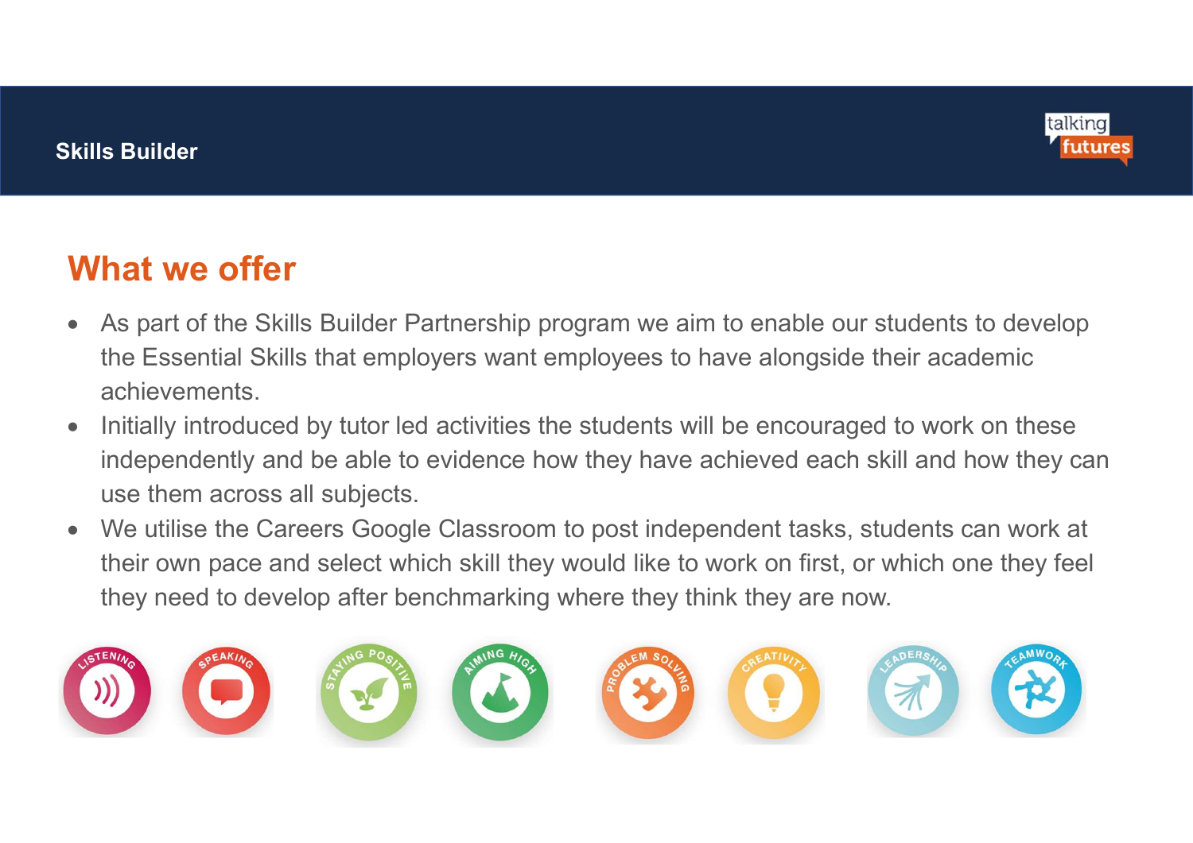Skills Builder

## What we offer

- As part of the Skills Builder Partnership program we aim to enable our students to develop the Essential Skills that employers want employees to have alongside their academic achievements.
- Initially introduced by tutor led activities the students will be encouraged to work on these independently and be able to evidence how they have achieved each skill and how they can use them across all subjects.
- We utilise the Careers Google Classroom to post independent tasks, students can work at their own pace and select which skill they would like to work on first, or which one they feel they need to develop after benchmarking where they think they are now.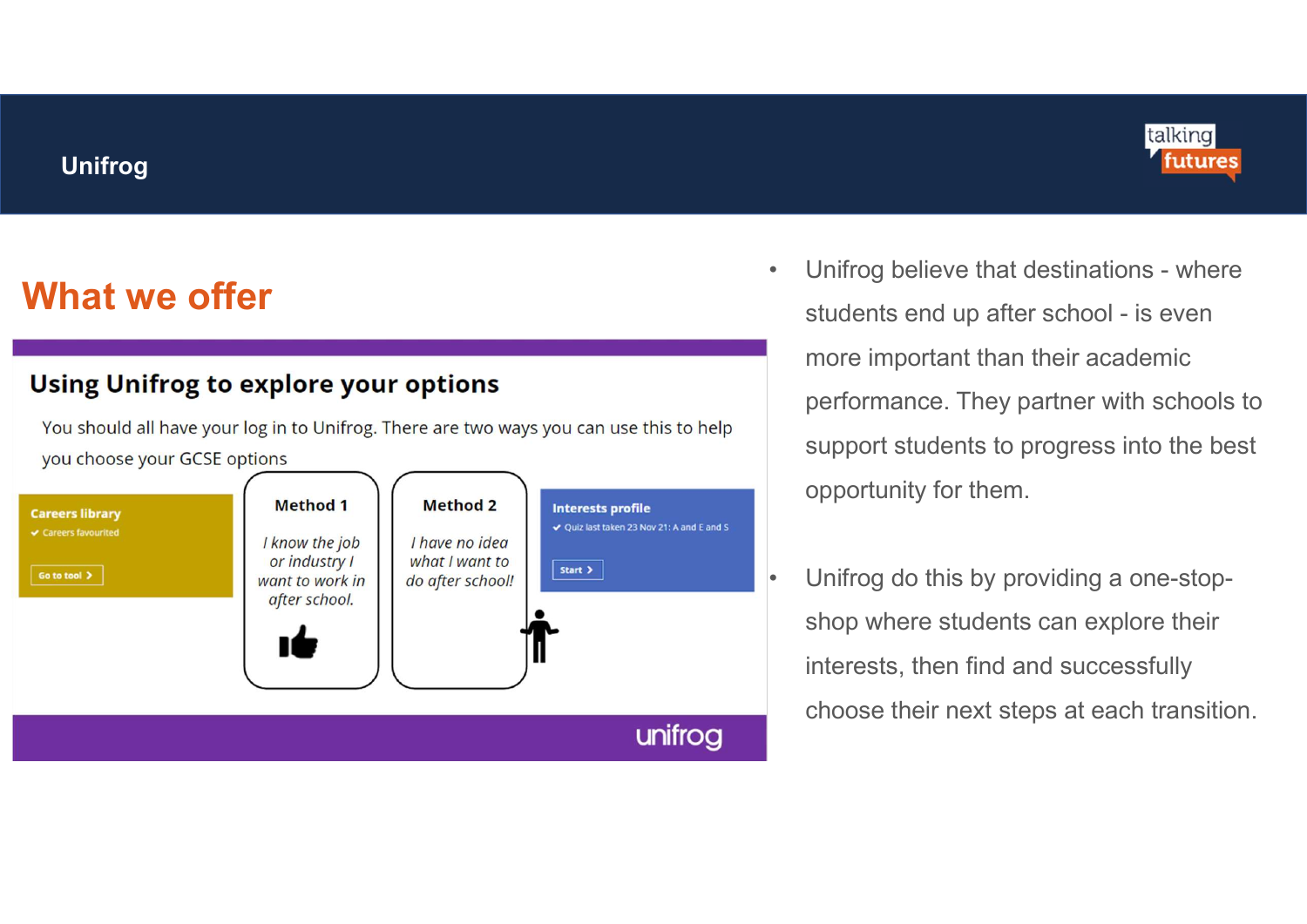## Unifrog

# What we offer

### Using Unifrog to explore your options

You should all have your log in to Unifrog. There are two ways you can use this to help you choose your GCSE options

**Careers library**
✔ Careers favourited
Go to tool >

**Method 1**
*I know the job or industry I want to work in after school.*

**Method 2**
*I have no idea what I want to do after school!*

**Interests profile**
✔ Quiz last taken 23 Nov 21: A and E and S
Start >

unifrog

- Unifrog believe that destinations - where students end up after school - is even more important than their academic performance. They partner with schools to support students to progress into the best opportunity for them.
- Unifrog do this by providing a one-stop-shop where students can explore their interests, then find and successfully choose their next steps at each transition.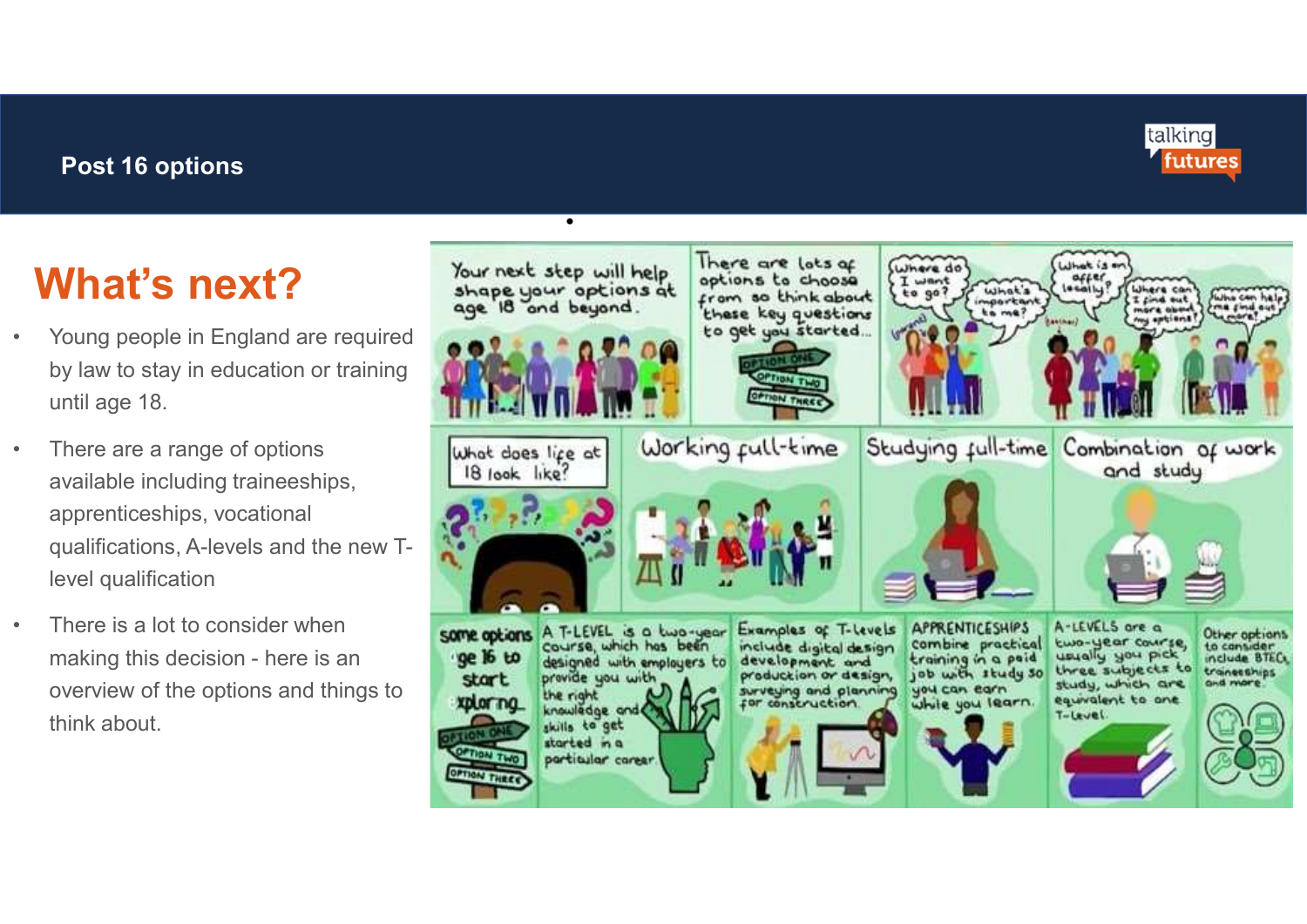# Post 16 options

## What's next?

- Young people in England are required by law to stay in education or training until age 18.
- There are a range of options available including traineeships, apprenticeships, vocational qualifications, A-levels and the new T-level qualification
- There is a lot to consider when making this decision - here is an overview of the options and things to think about.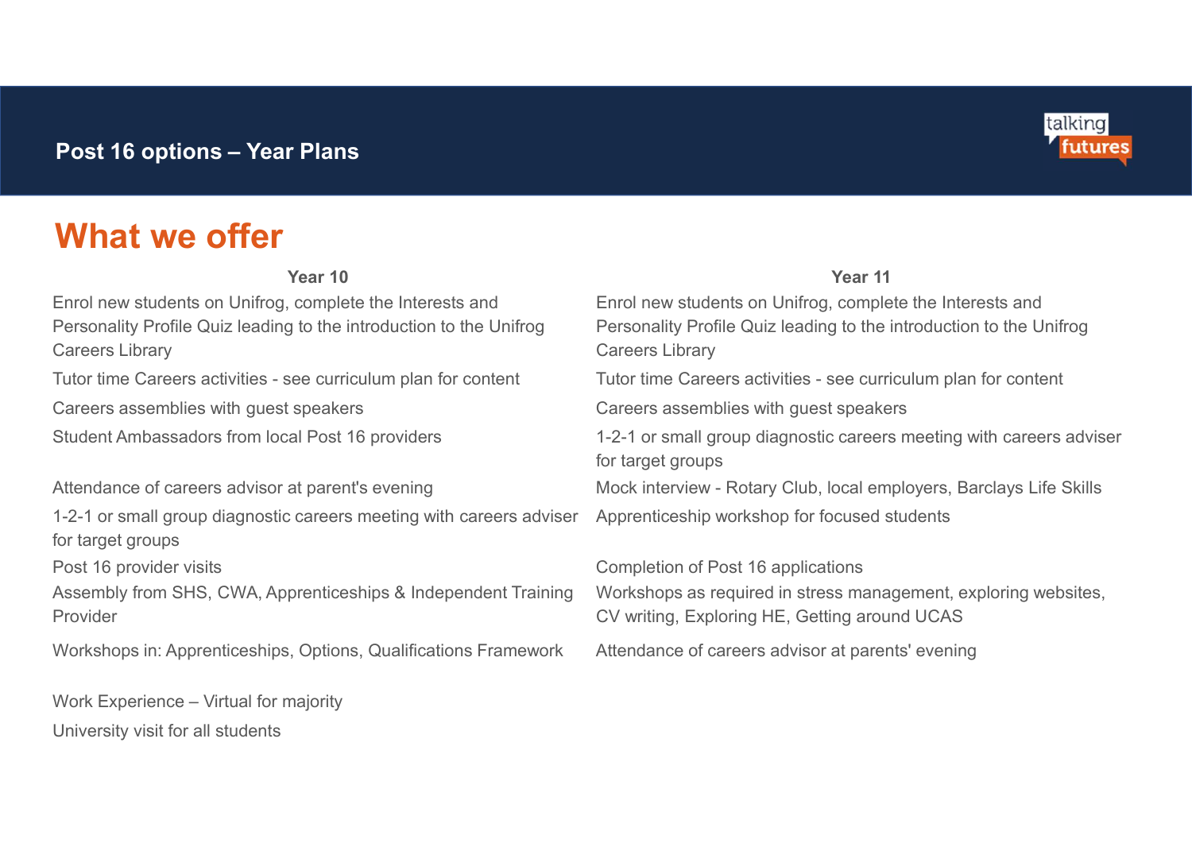**Post 16 options – Year Plans**

# What we offer

| Year 10 | Year 11 |
| --- | --- |
| Enrol new students on Unifrog, complete the Interests and Personality Profile Quiz leading to the introduction to the Unifrog Careers Library | Enrol new students on Unifrog, complete the Interests and Personality Profile Quiz leading to the introduction to the Unifrog Careers Library |
| Tutor time Careers activities - see curriculum plan for content | Tutor time Careers activities - see curriculum plan for content |
| Careers assemblies with guest speakers | Careers assemblies with guest speakers |
| Student Ambassadors from local Post 16 providers | 1-2-1 or small group diagnostic careers meeting with careers adviser for target groups |
| Attendance of careers advisor at parent's evening | Mock interview - Rotary Club, local employers, Barclays Life Skills |
| 1-2-1 or small group diagnostic careers meeting with careers adviser for target groups | Apprenticeship workshop for focused students |
| Post 16 provider visits | Completion of Post 16 applications |
| Assembly from SHS, CWA, Apprenticeships & Independent Training Provider | Workshops as required in stress management, exploring websites, CV writing, Exploring HE, Getting around UCAS |
| Workshops in: Apprenticeships, Options, Qualifications Framework | Attendance of careers advisor at parents' evening |
| Work Experience – Virtual for majority | |
| University visit for all students | |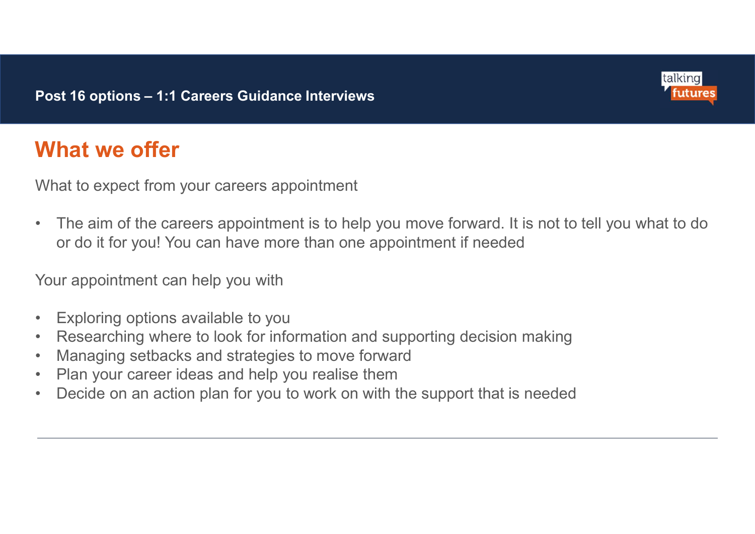**Post 16 options – 1:1 Careers Guidance Interviews**

# What we offer

What to expect from your careers appointment

- The aim of the careers appointment is to help you move forward. It is not to tell you what to do or do it for you! You can have more than one appointment if needed

Your appointment can help you with

- Exploring options available to you
- Researching where to look for information and supporting decision making
- Managing setbacks and strategies to move forward
- Plan your career ideas and help you realise them
- Decide on an action plan for you to work on with the support that is needed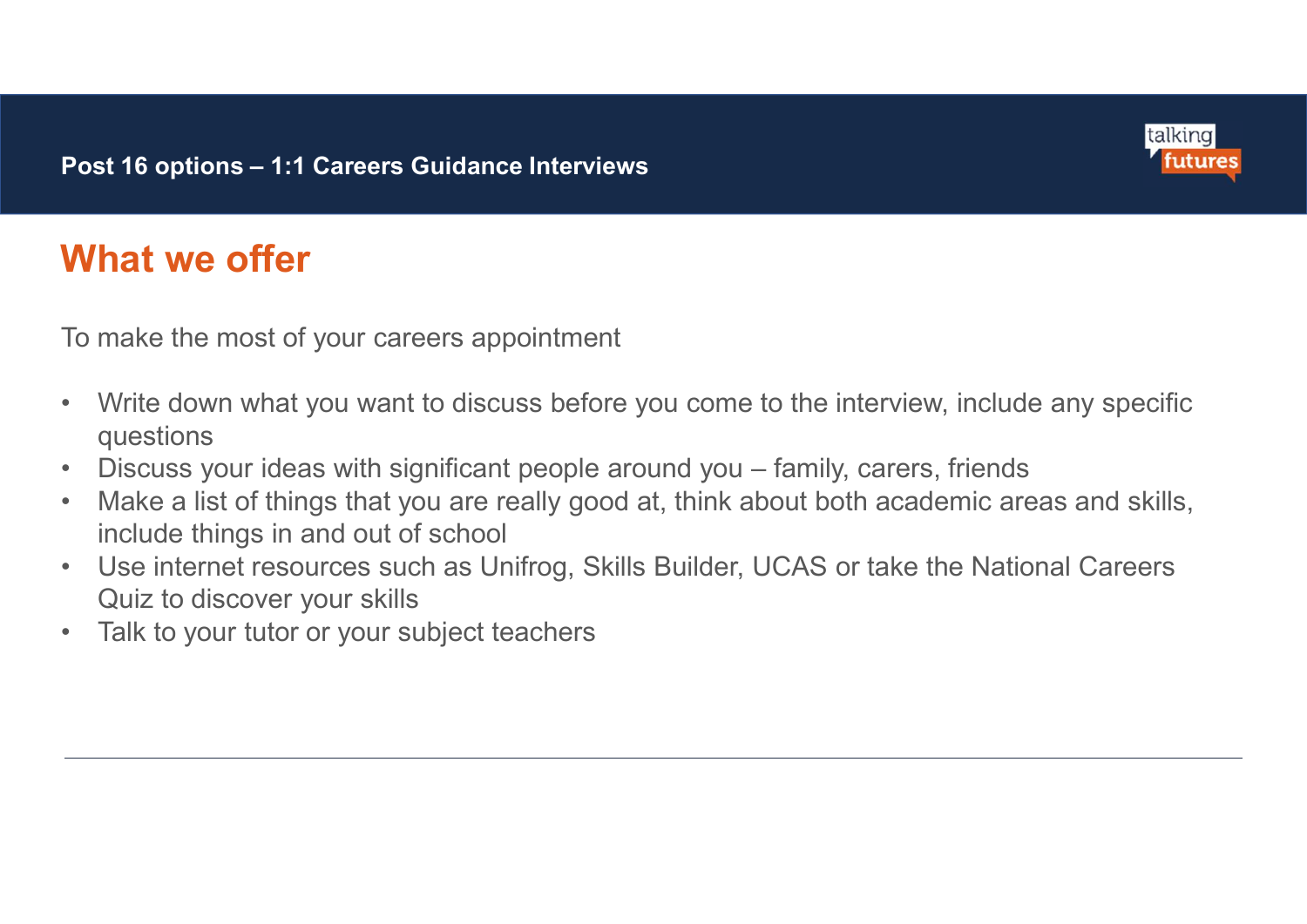Post 16 options – 1:1 Careers Guidance Interviews

## What we offer

To make the most of your careers appointment

- Write down what you want to discuss before you come to the interview, include any specific questions
- Discuss your ideas with significant people around you – family, carers, friends
- Make a list of things that you are really good at, think about both academic areas and skills, include things in and out of school
- Use internet resources such as Unifrog, Skills Builder, UCAS or take the National Careers Quiz to discover your skills
- Talk to your tutor or your subject teachers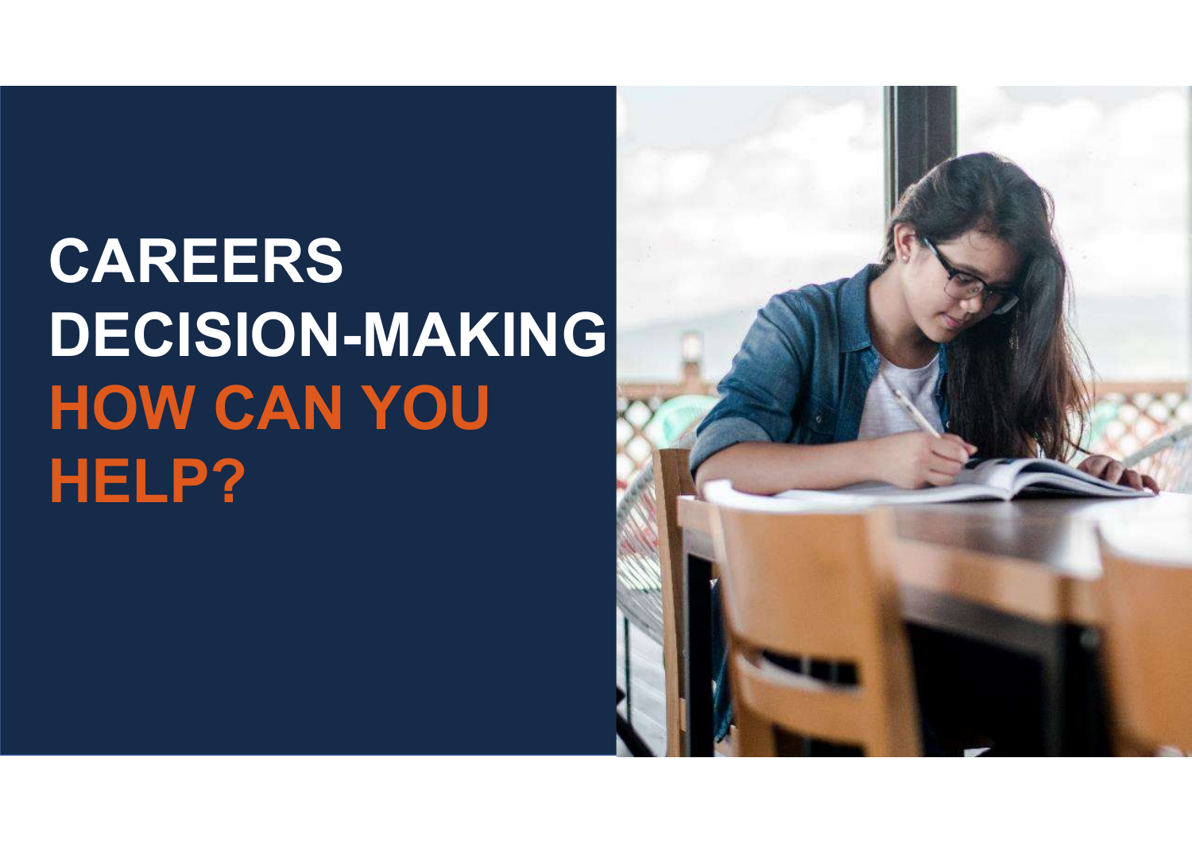# CAREERS DECISION-MAKING

# HOW CAN YOU HELP?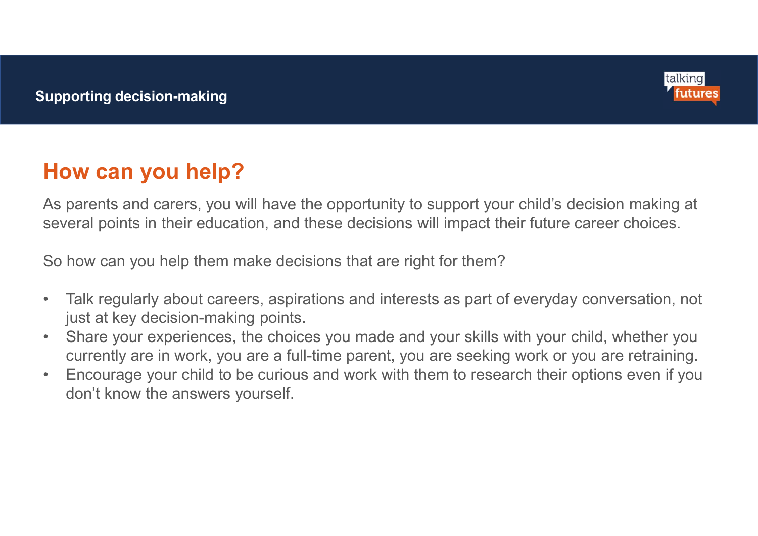Supporting decision-making

## How can you help?

As parents and carers, you will have the opportunity to support your child's decision making at several points in their education, and these decisions will impact their future career choices.

So how can you help them make decisions that are right for them?

- Talk regularly about careers, aspirations and interests as part of everyday conversation, not just at key decision-making points.
- Share your experiences, the choices you made and your skills with your child, whether you currently are in work, you are a full-time parent, you are seeking work or you are retraining.
- Encourage your child to be curious and work with them to research their options even if you don't know the answers yourself.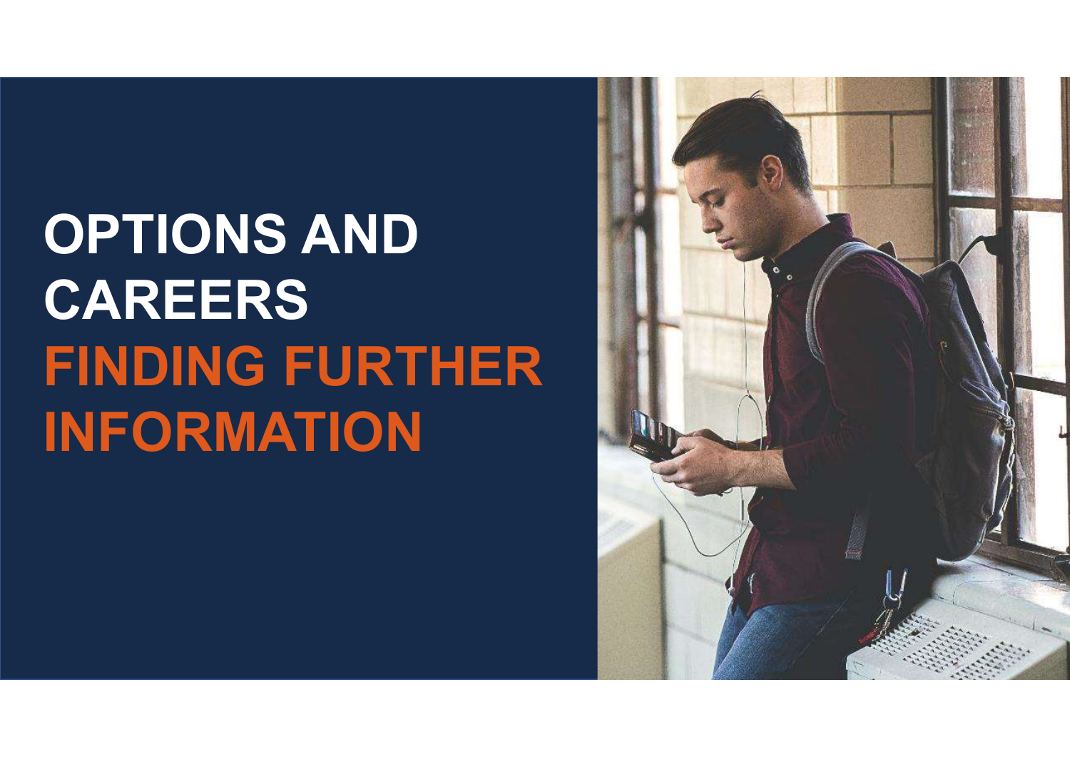# OPTIONS AND CAREERS

## FINDING FURTHER INFORMATION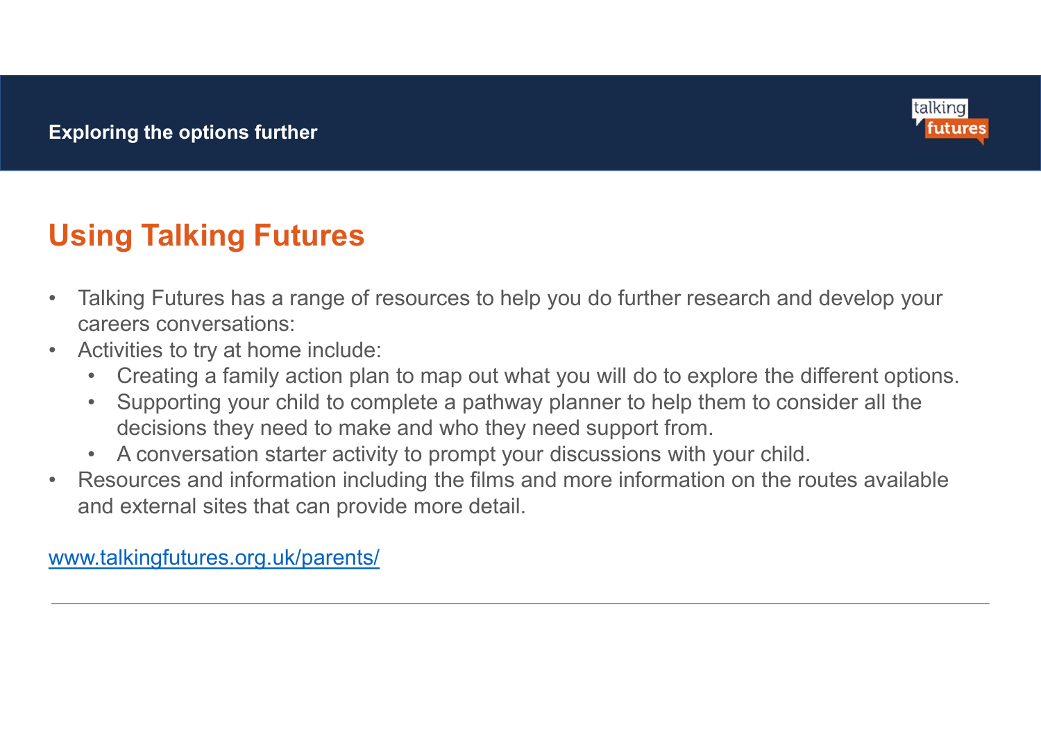**Exploring the options further**

## Using Talking Futures

- Talking Futures has a range of resources to help you do further research and develop your careers conversations:
- Activities to try at home include:
  - Creating a family action plan to map out what you will do to explore the different options.
  - Supporting your child to complete a pathway planner to help them to consider all the decisions they need to make and who they need support from.
  - A conversation starter activity to prompt your discussions with your child.
- Resources and information including the films and more information on the routes available and external sites that can provide more detail.

[www.talkingfutures.org.uk/parents/](http://www.talkingfutures.org.uk/parents/)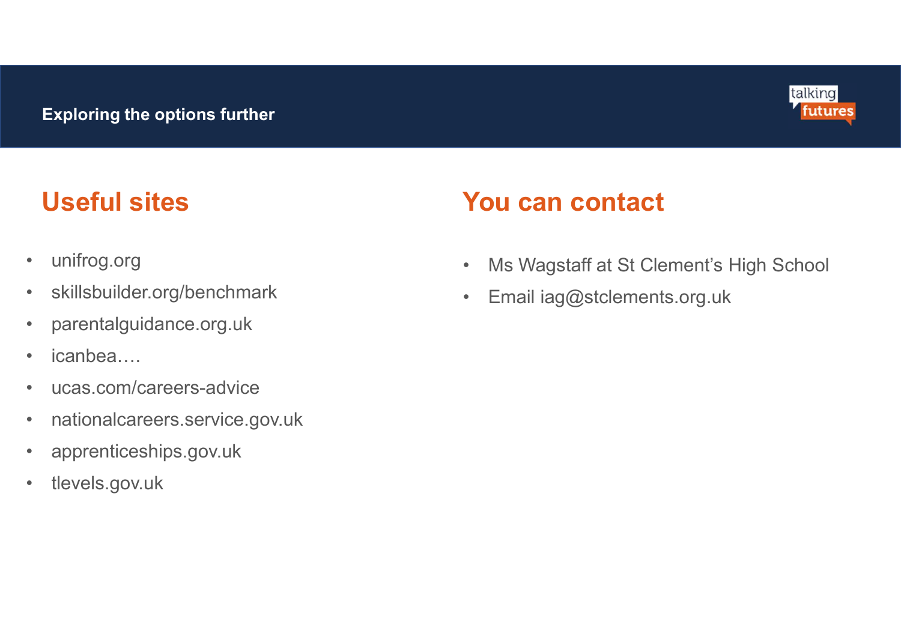Exploring the options further

## Useful sites

- unifrog.org
- skillsbuilder.org/benchmark
- parentalguidance.org.uk
- icanbea….
- ucas.com/careers-advice
- nationalcareers.service.gov.uk
- apprenticeships.gov.uk
- tlevels.gov.uk

## You can contact

- Ms Wagstaff at St Clement's High School
- Email iag@stclements.org.uk